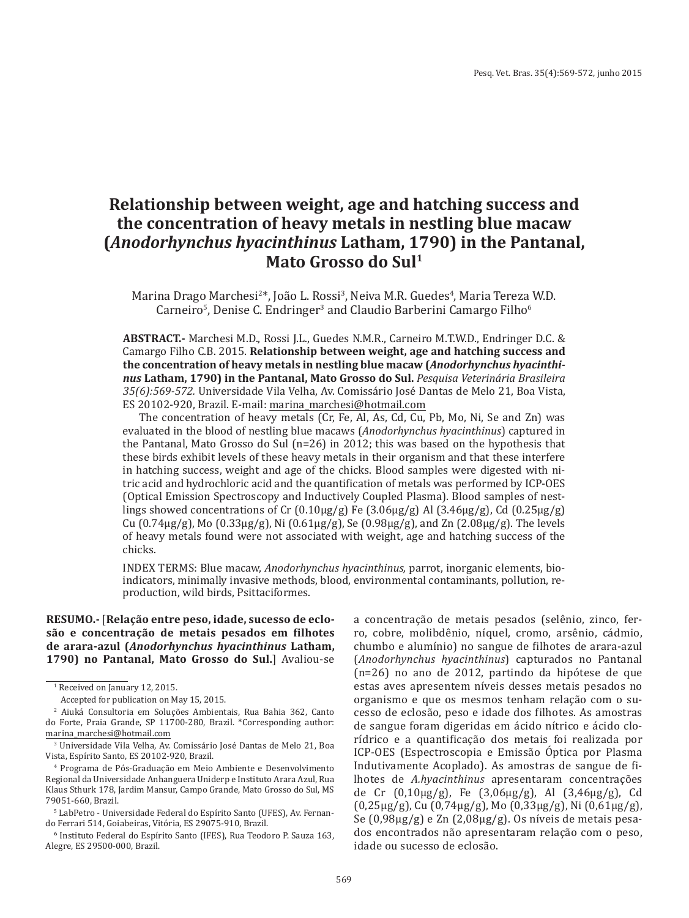# Relationship between weight, age and hatching success and the concentration of heavy metals in nestling blue macaw (*Anodorhynchus hyacinthinus* Latham, 1790) in the Pantanal, Mato Grosso do Sul[1]

Marina Drago Marchesi[2]*, João L. Rossi[3], Neiva M.R. Guedes[4], Maria Tereza W.D. Carneiro[5], Denise C. Endringer[3] and Claudio Barberini Camargo Filho[6]

**ABSTRACT.-** Marchesi M.D., Rossi J.L., Guedes N.M.R., Carneiro M.T.W.D., Endringer D.C. & Camargo Filho C.B. 2015. **Relationship between weight, age and hatching success and the concentration of heavy metals in nestling blue macaw (*Anodorhynchus hyacinthinus* Latham, 1790) in the Pantanal, Mato Grosso do Sul.** *Pesquisa Veterinária Brasileira 35(6):569-572.* Universidade Vila Velha, Av. Comissário José Dantas de Melo 21, Boa Vista, ES 20102-920, Brazil. E-mail: marina_marchesi@hotmail.com

The concentration of heavy metals (Cr, Fe, Al, As, Cd, Cu, Pb, Mo, Ni, Se and Zn) was evaluated in the blood of nestling blue macaws (*Anodorhynchus hyacinthinus*) captured in the Pantanal, Mato Grosso do Sul (n=26) in 2012; this was based on the hypothesis that these birds exhibit levels of these heavy metals in their organism and that these interfere in hatching success, weight and age of the chicks. Blood samples were digested with nitric acid and hydrochloric acid and the quantification of metals was performed by ICP-OES (Optical Emission Spectroscopy and Inductively Coupled Plasma). Blood samples of nestlings showed concentrations of Cr (0.10μg/g) Fe (3.06μg/g) Al (3.46μg/g), Cd (0.25μg/g) Cu (0.74μg/g), Mo (0.33μg/g), Ni (0.61μg/g), Se (0.98μg/g), and Zn (2.08μg/g). The levels of heavy metals found were not associated with weight, age and hatching success of the chicks.

INDEX TERMS: Blue macaw, *Anodorhynchus hyacinthinus,* parrot, inorganic elements, bioindicators, minimally invasive methods, blood, environmental contaminants, pollution, reproduction, wild birds, Psittaciformes.

**RESUMO.-** [**Relação entre peso, idade, sucesso de eclosão e concentração de metais pesados em filhotes de arara-azul (*Anodorhynchus hyacinthinus* Latham, 1790) no Pantanal, Mato Grosso do Sul.**] Avaliou-se a concentração de metais pesados (selênio, zinco, ferro, cobre, molibdênio, níquel, cromo, arsênio, cádmio, chumbo e alumínio) no sangue de filhotes de arara-azul (*Anodorhynchus hyacinthinus*) capturados no Pantanal (n=26) no ano de 2012, partindo da hipótese de que estas aves apresentem níveis desses metais pesados no organismo e que os mesmos tenham relação com o sucesso de eclosão, peso e idade dos filhotes. As amostras de sangue foram digeridas em ácido nítrico e ácido clorídrico e a quantificação dos metais foi realizada por ICP-OES (Espectroscopia e Emissão Óptica por Plasma Indutivamente Acoplado). As amostras de sangue de filhotes de *A.hyacinthinus* apresentaram concentrações de Cr (0,10μg/g), Fe (3,06μg/g), Al (3,46μg/g), Cd (0,25μg/g), Cu (0,74μg/g), Mo (0,33μg/g), Ni (0,61μg/g), Se (0,98μg/g) e Zn (2,08μg/g). Os níveis de metais pesados encontrados não apresentaram relação com o peso, idade ou sucesso de eclosão.

---

[1] Received on January 12, 2015.
Accepted for publication on May 15, 2015.

[2] Aiuká Consultoria em Soluções Ambientais, Rua Bahia 362, Canto do Forte, Praia Grande, SP 11700-280, Brazil. *Corresponding author: marina_marchesi@hotmail.com

[3] Universidade Vila Velha, Av. Comissário José Dantas de Melo 21, Boa Vista, Espírito Santo, ES 20102-920, Brazil.

[4] Programa de Pós-Graduação em Meio Ambiente e Desenvolvimento Regional da Universidade Anhanguera Uniderp e Instituto Arara Azul, Rua Klaus Sthurk 178, Jardim Mansur, Campo Grande, Mato Grosso do Sul, MS 79051-660, Brazil.

[5] LabPetro - Universidade Federal do Espírito Santo (UFES), Av. Fernando Ferrari 514, Goiabeiras, Vitória, ES 29075-910, Brazil.

[6] Instituto Federal do Espírito Santo (IFES), Rua Teodoro P. Sauza 163, Alegre, ES 29500-000, Brazil.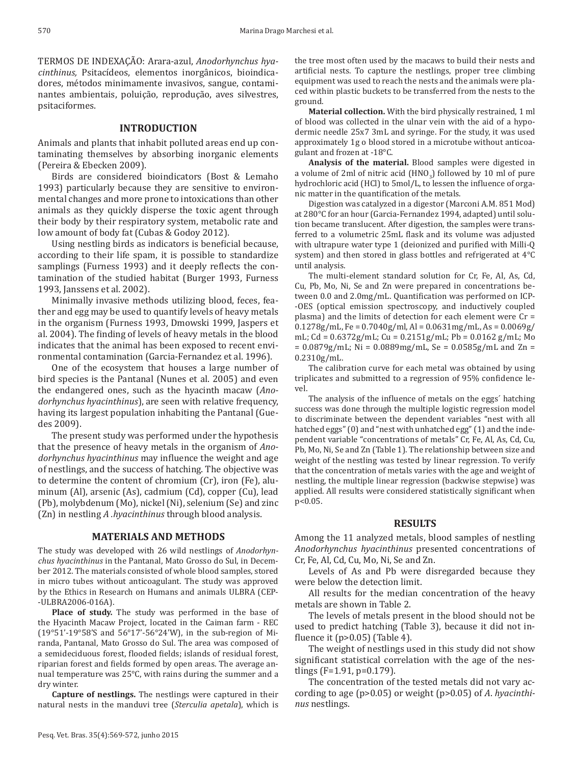TERMOS DE INDEXAÇÃO: Arara-azul, *Anodorhynchus hyacinthinus,* Psitacídeos, elementos inorgânicos, bioindicadores, métodos minimamente invasivos, sangue, contaminantes ambientais, poluição, reprodução, aves silvestres, psitaciformes.

## INTRODUCTION

Animals and plants that inhabit polluted areas end up contaminating themselves by absorbing inorganic elements (Pereira & Ebecken 2009).

Birds are considered bioindicators (Bost & Lemaho 1993) particularly because they are sensitive to environmental changes and more prone to intoxications than other animals as they quickly disperse the toxic agent through their body by their respiratory system, metabolic rate and low amount of body fat (Cubas & Godoy 2012).

Using nestling birds as indicators is beneficial because, according to their life spam, it is possible to standardize samplings (Furness 1993) and it deeply reflects the contamination of the studied habitat (Burger 1993, Furness 1993, Janssens et al. 2002).

Minimally invasive methods utilizing blood, feces, feather and egg may be used to quantify levels of heavy metals in the organism (Furness 1993, Dmowski 1999, Jaspers et al. 2004). The finding of levels of heavy metals in the blood indicates that the animal has been exposed to recent environmental contamination (Garcia-Fernandez et al. 1996).

One of the ecosystem that houses a large number of bird species is the Pantanal (Nunes et al. 2005) and even the endangered ones, such as the hyacinth macaw (*Anodorhynchus hyacinthinus*), are seen with relative frequency, having its largest population inhabiting the Pantanal (Guedes 2009).

The present study was performed under the hypothesis that the presence of heavy metals in the organism of *Anodorhynchus hyacinthinus* may influence the weight and age of nestlings, and the success of hatching. The objective was to determine the content of chromium (Cr), iron (Fe), aluminum (Al), arsenic (As), cadmium (Cd), copper (Cu), lead (Pb), molybdenum (Mo), nickel (Ni), selenium (Se) and zinc (Zn) in nestling *A .hyacinthinus* through blood analysis.

## MATERIALS AND METHODS

The study was developed with 26 wild nestlings of *Anodorhynchus hyacinthinus* in the Pantanal, Mato Grosso do Sul, in December 2012. The materials consisted of whole blood samples, stored in micro tubes without anticoagulant. The study was approved by the Ethics in Research on Humans and animals ULBRA (CEP--ULBRA2006-016A).

**Place of study.** The study was performed in the base of the Hyacinth Macaw Project, located in the Caiman farm - REC (19°51'-19°58'S and 56°17'-56°24'W), in the sub-region of Miranda, Pantanal, Mato Grosso do Sul. The area was composed of a semideciduous forest, flooded fields; islands of residual forest, riparian forest and fields formed by open areas. The average annual temperature was 25°C, with rains during the summer and a dry winter.

**Capture of nestlings.** The nestlings were captured in their natural nests in the manduvi tree (*Sterculia apetala*), which is the tree most often used by the macaws to build their nests and artificial nests. To capture the nestlings, proper tree climbing equipment was used to reach the nests and the animals were placed within plastic buckets to be transferred from the nests to the ground.

**Material collection.** With the bird physically restrained, 1 ml of blood was collected in the ulnar vein with the aid of a hypodermic needle 25x7 3mL and syringe. For the study, it was used approximately 1g o blood stored in a microtube without anticoagulant and frozen at -18°C.

**Analysis of the material.** Blood samples were digested in a volume of 2ml of nitric acid ($HNO_3$) followed by 10 ml of pure hydrochloric acid (HCl) to 5mol/L, to lessen the influence of organic matter in the quantification of the metals.

Digestion was catalyzed in a digestor (Marconi A.M. 851 Mod) at 280°C for an hour (Garcia-Fernandez 1994, adapted) until solution became translucent. After digestion, the samples were transferred to a volumetric 25mL flask and its volume was adjusted with ultrapure water type 1 (deionized and purified with Milli-Q system) and then stored in glass bottles and refrigerated at 4°C until analysis.

The multi-element standard solution for Cr, Fe, Al, As, Cd, Cu, Pb, Mo, Ni, Se and Zn were prepared in concentrations between 0.0 and 2.0mg/mL. Quantification was performed on ICP--OES (optical emission spectroscopy, and inductively coupled plasma) and the limits of detection for each element were Cr = 0.1278g/mL, Fe = 0.7040g/ml, Al = 0.0631mg/mL, As = 0.0069g/mL; Cd = 0.6372g/mL; Cu = 0.2151g/mL; Pb = 0.0162 g/mL; Mo = 0.0879g/mL; Ni = 0.0889mg/mL, Se = 0.0585g/mL and Zn = 0.2310g/mL.

The calibration curve for each metal was obtained by using triplicates and submitted to a regression of 95% confidence level.

The analysis of the influence of metals on the eggs´ hatching success was done through the multiple logistic regression model to discriminate between the dependent variables "nest with all hatched eggs" (0) and "nest with unhatched egg" (1) and the independent variable "concentrations of metals" Cr, Fe, Al, As, Cd, Cu, Pb, Mo, Ni, Se and Zn (Table 1). The relationship between size and weight of the nestling was tested by linear regression. To verify that the concentration of metals varies with the age and weight of nestling, the multiple linear regression (backwise stepwise) was applied. All results were considered statistically significant when $p<0.05$.

## RESULTS

Among the 11 analyzed metals, blood samples of nestling *Anodorhynchus hyacinthinus* presented concentrations of Cr, Fe, Al, Cd, Cu, Mo, Ni, Se and Zn.

Levels of As and Pb were disregarded because they were below the detection limit.

All results for the median concentration of the heavy metals are shown in Table 2.

The levels of metals present in the blood should not be used to predict hatching (Table 3), because it did not influence it ($p>0.05$) (Table 4).

The weight of nestlings used in this study did not show significant statistical correlation with the age of the nestlings ($F=1.91$, $p=0.179$).

The concentration of the tested metals did not vary according to age ($p>0.05$) or weight ($p>0.05$) of *A. hyacinthinus* nestlings.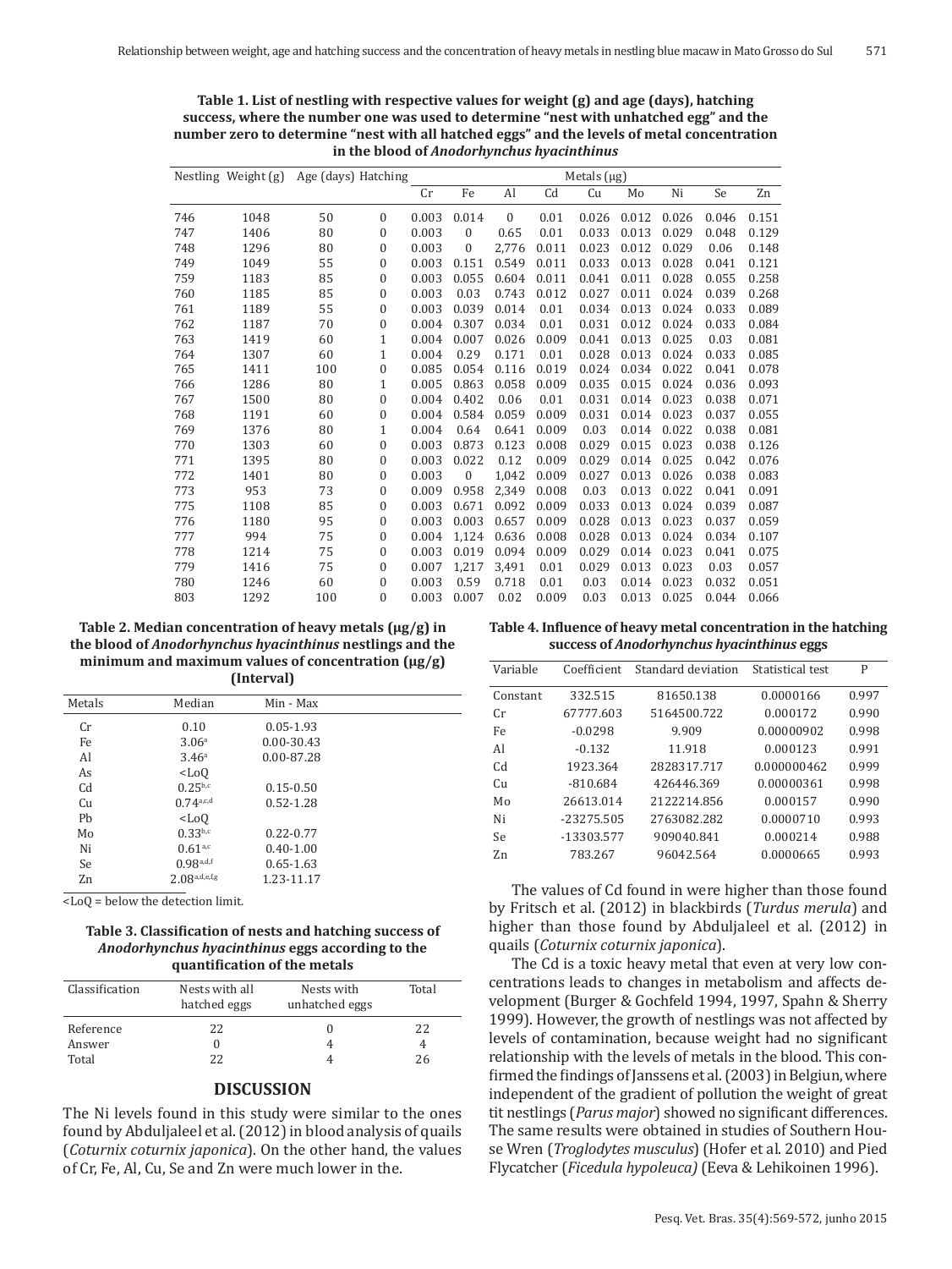**Table 1. List of nestling with respective values for weight (g) and age (days), hatching success, where the number one was used to determine "nest with unhatched egg" and the number zero to determine "nest with all hatched eggs" and the levels of metal concentration in the blood of *Anodorhynchus hyacinthinus***

| Nestling | Weight (g) | Age (days) | Hatching | Metals (µg) | | | | | | | | |
|---|---|---|---|---|---|---|---|---|---|---|---|---|
| | | | | Cr | Fe | Al | Cd | Cu | Mo | Ni | Se | Zn |
| 746 | 1048 | 50 | 0 | 0.003 | 0.014 | 0 | 0.01 | 0.026 | 0.012 | 0.026 | 0.046 | 0.151 |
| 747 | 1406 | 80 | 0 | 0.003 | 0 | 0.65 | 0.01 | 0.033 | 0.013 | 0.029 | 0.048 | 0.129 |
| 748 | 1296 | 80 | 0 | 0.003 | 0 | 2,776 | 0.011 | 0.023 | 0.012 | 0.029 | 0.06 | 0.148 |
| 749 | 1049 | 55 | 0 | 0.003 | 0.151 | 0.549 | 0.011 | 0.033 | 0.013 | 0.028 | 0.041 | 0.121 |
| 759 | 1183 | 85 | 0 | 0.003 | 0.055 | 0.604 | 0.011 | 0.041 | 0.011 | 0.028 | 0.055 | 0.258 |
| 760 | 1185 | 85 | 0 | 0.003 | 0.03 | 0.743 | 0.012 | 0.027 | 0.011 | 0.024 | 0.039 | 0.268 |
| 761 | 1189 | 55 | 0 | 0.003 | 0.039 | 0.014 | 0.01 | 0.034 | 0.013 | 0.024 | 0.033 | 0.089 |
| 762 | 1187 | 70 | 0 | 0.004 | 0.307 | 0.034 | 0.01 | 0.031 | 0.012 | 0.024 | 0.033 | 0.084 |
| 763 | 1419 | 60 | 1 | 0.004 | 0.007 | 0.026 | 0.009 | 0.041 | 0.013 | 0.025 | 0.03 | 0.081 |
| 764 | 1307 | 60 | 1 | 0.004 | 0.29 | 0.171 | 0.01 | 0.028 | 0.013 | 0.024 | 0.033 | 0.085 |
| 765 | 1411 | 100 | 0 | 0.085 | 0.054 | 0.116 | 0.019 | 0.024 | 0.034 | 0.022 | 0.041 | 0.078 |
| 766 | 1286 | 80 | 1 | 0.005 | 0.863 | 0.058 | 0.009 | 0.035 | 0.015 | 0.024 | 0.036 | 0.093 |
| 767 | 1500 | 80 | 0 | 0.004 | 0.402 | 0.06 | 0.01 | 0.031 | 0.014 | 0.023 | 0.038 | 0.071 |
| 768 | 1191 | 60 | 0 | 0.004 | 0.584 | 0.059 | 0.009 | 0.031 | 0.014 | 0.023 | 0.037 | 0.055 |
| 769 | 1376 | 80 | 1 | 0.004 | 0.64 | 0.641 | 0.009 | 0.03 | 0.014 | 0.022 | 0.038 | 0.081 |
| 770 | 1303 | 60 | 0 | 0.003 | 0.873 | 0.123 | 0.008 | 0.029 | 0.015 | 0.023 | 0.038 | 0.126 |
| 771 | 1395 | 80 | 0 | 0.003 | 0.022 | 0.12 | 0.009 | 0.029 | 0.014 | 0.025 | 0.042 | 0.076 |
| 772 | 1401 | 80 | 0 | 0.003 | 0 | 1,042 | 0.009 | 0.027 | 0.013 | 0.026 | 0.038 | 0.083 |
| 773 | 953 | 73 | 0 | 0.009 | 0.958 | 2,349 | 0.008 | 0.03 | 0.013 | 0.022 | 0.041 | 0.091 |
| 775 | 1108 | 85 | 0 | 0.003 | 0.671 | 0.092 | 0.009 | 0.033 | 0.013 | 0.024 | 0.039 | 0.087 |
| 776 | 1180 | 95 | 0 | 0.003 | 0.003 | 0.657 | 0.009 | 0.028 | 0.013 | 0.023 | 0.037 | 0.059 |
| 777 | 994 | 75 | 0 | 0.004 | 1,124 | 0.636 | 0.008 | 0.028 | 0.013 | 0.024 | 0.034 | 0.107 |
| 778 | 1214 | 75 | 0 | 0.003 | 0.019 | 0.094 | 0.009 | 0.029 | 0.014 | 0.023 | 0.041 | 0.075 |
| 779 | 1416 | 75 | 0 | 0.007 | 1,217 | 3,491 | 0.01 | 0.029 | 0.013 | 0.023 | 0.03 | 0.057 |
| 780 | 1246 | 60 | 0 | 0.003 | 0.59 | 0.718 | 0.01 | 0.03 | 0.014 | 0.023 | 0.032 | 0.051 |
| 803 | 1292 | 100 | 0 | 0.003 | 0.007 | 0.02 | 0.009 | 0.03 | 0.013 | 0.025 | 0.044 | 0.066 |

**Table 2. Median concentration of heavy metals (µg/g) in the blood of *Anodorhynchus hyacinthinus* nestlings and the minimum and maximum values of concentration (µg/g) (Interval)**

| Metals | Median | Min - Max |
|---|---|---|
| Cr | 0.10 | 0.05-1.93 |
| Fe | 3.06[a] | 0.00-30.43 |
| Al | 3.46[a] | 0.00-87.28 |
| As | <LoQ | |
| Cd | 0.25[b,c] | 0.15-0.50 |
| Cu | 0.74[a,c,d] | 0.52-1.28 |
| Pb | <LoQ | |
| Mo | 0.33[b,c] | 0.22-0.77 |
| Ni | 0.61[a,c] | 0.40-1.00 |
| Se | 0.98[a,d,f] | 0.65-1.63 |
| Zn | 2.08[a,d,e,f,g] | 1.23-11.17 |

<LoQ = below the detection limit.

**Table 3. Classification of nests and hatching success of *Anodorhynchus hyacinthinus* eggs according to the quantification of the metals**

| Classification | Nests with all hatched eggs | Nests with unhatched eggs | Total |
|---|---|---|---|
| Reference | 22 | 0 | 22 |
| Answer | 0 | 4 | 4 |
| Total | 22 | 4 | 26 |

## DISCUSSION

The Ni levels found in this study were similar to the ones found by Abduljaleel et al. (2012) in blood analysis of quails (*Coturnix coturnix japonica*). On the other hand, the values of Cr, Fe, Al, Cu, Se and Zn were much lower in the.

**Table 4. Influence of heavy metal concentration in the hatching success of *Anodorhynchus hyacinthinus* eggs**

| Variable | Coefficient | Standard deviation | Statistical test | P |
|---|---|---|---|---|
| Constant | 332.515 | 81650.138 | 0.0000166 | 0.997 |
| Cr | 67777.603 | 5164500.722 | 0.000172 | 0.990 |
| Fe | -0.0298 | 9.909 | 0.00000902 | 0.998 |
| Al | -0.132 | 11.918 | 0.000123 | 0.991 |
| Cd | 1923.364 | 2828317.717 | 0.000000462 | 0.999 |
| Cu | -810.684 | 426446.369 | 0.00000361 | 0.998 |
| Mo | 26613.014 | 2122214.856 | 0.000157 | 0.990 |
| Ni | -23275.505 | 2763082.282 | 0.0000710 | 0.993 |
| Se | -13303.577 | 909040.841 | 0.000214 | 0.988 |
| Zn | 783.267 | 96042.564 | 0.0000665 | 0.993 |

The values of Cd found in were higher than those found by Fritsch et al. (2012) in blackbirds (*Turdus merula*) and higher than those found by Abduljaleel et al. (2012) in quails (*Coturnix coturnix japonica*).

The Cd is a toxic heavy metal that even at very low concentrations leads to changes in metabolism and affects development (Burger & Gochfeld 1994, 1997, Spahn & Sherry 1999). However, the growth of nestlings was not affected by levels of contamination, because weight had no significant relationship with the levels of metals in the blood. This confirmed the findings of Janssens et al. (2003) in Belgium, where independent of the gradient of pollution the weight of great tit nestlings (*Parus major*) showed no significant differences. The same results were obtained in studies of Southern House Wren (*Troglodytes musculus*) (Hofer et al. 2010) and Pied Flycatcher (*Ficedula hypoleuca)* (Eeva & Lehikoinen 1996).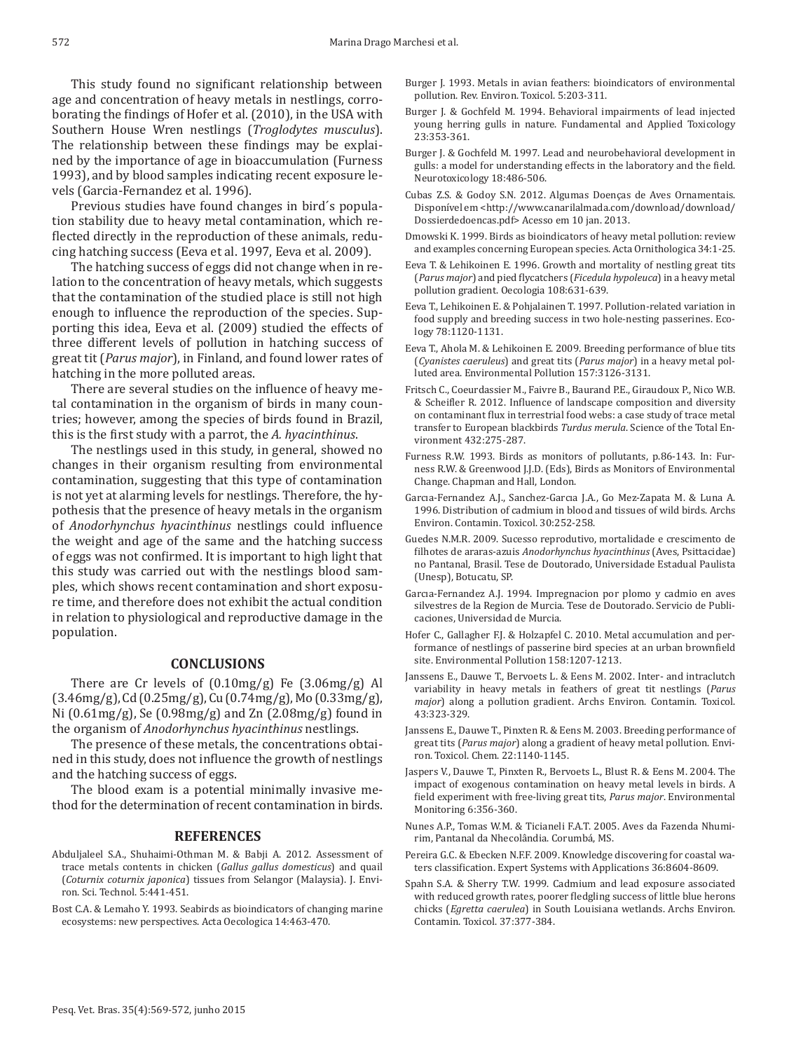This study found no significant relationship between age and concentration of heavy metals in nestlings, corroborating the findings of Hofer et al. (2010), in the USA with Southern House Wren nestlings (*Troglodytes musculus*). The relationship between these findings may be explained by the importance of age in bioaccumulation (Furness 1993), and by blood samples indicating recent exposure levels (Garcia-Fernandez et al. 1996).

Previous studies have found changes in bird´s population stability due to heavy metal contamination, which reflected directly in the reproduction of these animals, reducing hatching success (Eeva et al. 1997, Eeva et al. 2009).

The hatching success of eggs did not change when in relation to the concentration of heavy metals, which suggests that the contamination of the studied place is still not high enough to influence the reproduction of the species. Supporting this idea, Eeva et al. (2009) studied the effects of three different levels of pollution in hatching success of great tit (*Parus major*), in Finland, and found lower rates of hatching in the more polluted areas.

There are several studies on the influence of heavy metal contamination in the organism of birds in many countries; however, among the species of birds found in Brazil, this is the first study with a parrot, the *A. hyacinthinus*.

The nestlings used in this study, in general, showed no changes in their organism resulting from environmental contamination, suggesting that this type of contamination is not yet at alarming levels for nestlings. Therefore, the hypothesis that the presence of heavy metals in the organism of *Anodorhynchus hyacinthinus* nestlings could influence the weight and age of the same and the hatching success of eggs was not confirmed. It is important to high light that this study was carried out with the nestlings blood samples, which shows recent contamination and short exposure time, and therefore does not exhibit the actual condition in relation to physiological and reproductive damage in the population.

## CONCLUSIONS

There are Cr levels of (0.10mg/g) Fe (3.06mg/g) Al (3.46mg/g), Cd (0.25mg/g), Cu (0.74mg/g), Mo (0.33mg/g), Ni (0.61mg/g), Se (0.98mg/g) and Zn (2.08mg/g) found in the organism of *Anodorhynchus hyacinthinus* nestlings.

The presence of these metals, the concentrations obtained in this study, does not influence the growth of nestlings and the hatching success of eggs.

The blood exam is a potential minimally invasive method for the determination of recent contamination in birds.

## REFERENCES

Abduljaleel S.A., Shuhaimi-Othman M. & Babji A. 2012. Assessment of trace metals contents in chicken (*Gallus gallus domesticus*) and quail (*Coturnix coturnix japonica*) tissues from Selangor (Malaysia). J. Environ. Sci. Technol. 5:441-451.

Bost C.A. & Lemaho Y. 1993. Seabirds as bioindicators of changing marine ecosystems: new perspectives. Acta Oecologica 14:463-470.

Burger J. 1993. Metals in avian feathers: bioindicators of environmental pollution. Rev. Environ. Toxicol. 5:203-311.

Burger J. & Gochfeld M. 1994. Behavioral impairments of lead injected young herring gulls in nature. Fundamental and Applied Toxicology 23:353-361.

Burger J. & Gochfeld M. 1997. Lead and neurobehavioral development in gulls: a model for understanding effects in the laboratory and the field. Neurotoxicology 18:486-506.

Cubas Z.S. & Godoy S.N. 2012. Algumas Doenças de Aves Ornamentais. Disponível em <http://www.canarilalmada.com/download/download/Dossierdedoencas.pdf> Acesso em 10 jan. 2013.

Dmowski K. 1999. Birds as bioindicators of heavy metal pollution: review and examples concerning European species. Acta Ornithologica 34:1-25.

Eeva T. & Lehikoinen E. 1996. Growth and mortality of nestling great tits (*Parus major*) and pied flycatchers (*Ficedula hypoleuca*) in a heavy metal pollution gradient. Oecologia 108:631-639.

Eeva T., Lehikoinen E. & Pohjalainen T. 1997. Pollution-related variation in food supply and breeding success in two hole-nesting passerines. Ecology 78:1120-1131.

Eeva T., Ahola M. & Lehikoinen E. 2009. Breeding performance of blue tits (*Cyanistes caeruleus*) and great tits (*Parus major*) in a heavy metal polluted area. Environmental Pollution 157:3126-3131.

Fritsch C., Coeurdassier M., Faivre B., Baurand P.E., Giraudoux P., Nico W.B. & Scheifler R. 2012. Influence of landscape composition and diversity on contaminant flux in terrestrial food webs: a case study of trace metal transfer to European blackbirds *Turdus merula*. Science of the Total Environment 432:275-287.

Furness R.W. 1993. Birds as monitors of pollutants, p.86-143. In: Furness R.W. & Greenwood J.J.D. (Eds), Birds as Monitors of Environmental Change. Chapman and Hall, London.

Garcıa-Fernandez A.J., Sanchez-Garcıa J.A., Go Mez-Zapata M. & Luna A. 1996. Distribution of cadmium in blood and tissues of wild birds. Archs Environ. Contamin. Toxicol. 30:252-258.

Guedes N.M.R. 2009. Sucesso reprodutivo, mortalidade e crescimento de filhotes de araras-azuis *Anodorhynchus hyacinthinus* (Aves, Psittacidae) no Pantanal, Brasil. Tese de Doutorado, Universidade Estadual Paulista (Unesp), Botucatu, SP.

Garcıa-Fernandez A.J. 1994. Impregnacion por plomo y cadmio en aves silvestres de la Region de Murcia. Tese de Doutorado. Servicio de Publicaciones, Universidad de Murcia.

Hofer C., Gallagher F.J. & Holzapfel C. 2010. Metal accumulation and performance of nestlings of passerine bird species at an urban brownfield site. Environmental Pollution 158:1207-1213.

Janssens E., Dauwe T., Bervoets L. & Eens M. 2002. Inter- and intraclutch variability in heavy metals in feathers of great tit nestlings (*Parus major*) along a pollution gradient. Archs Environ. Contamin. Toxicol. 43:323-329.

Janssens E., Dauwe T., Pinxten R. & Eens M. 2003. Breeding performance of great tits (*Parus major*) along a gradient of heavy metal pollution. Environ. Toxicol. Chem. 22:1140-1145.

Jaspers V., Dauwe T., Pinxten R., Bervoets L., Blust R. & Eens M. 2004. The impact of exogenous contamination on heavy metal levels in birds. A field experiment with free-living great tits, *Parus major*. Environmental Monitoring 6:356-360.

Nunes A.P., Tomas W.M. & Ticianeli F.A.T. 2005. Aves da Fazenda Nhumirim, Pantanal da Nhecolândia. Corumbá, MS.

Pereira G.C. & Ebecken N.F.F. 2009. Knowledge discovering for coastal waters classification. Expert Systems with Applications 36:8604-8609.

Spahn S.A. & Sherry T.W. 1999. Cadmium and lead exposure associated with reduced growth rates, poorer fledgling success of little blue herons chicks (*Egretta caerulea*) in South Louisiana wetlands. Archs Environ. Contamin. Toxicol. 37:377-384.